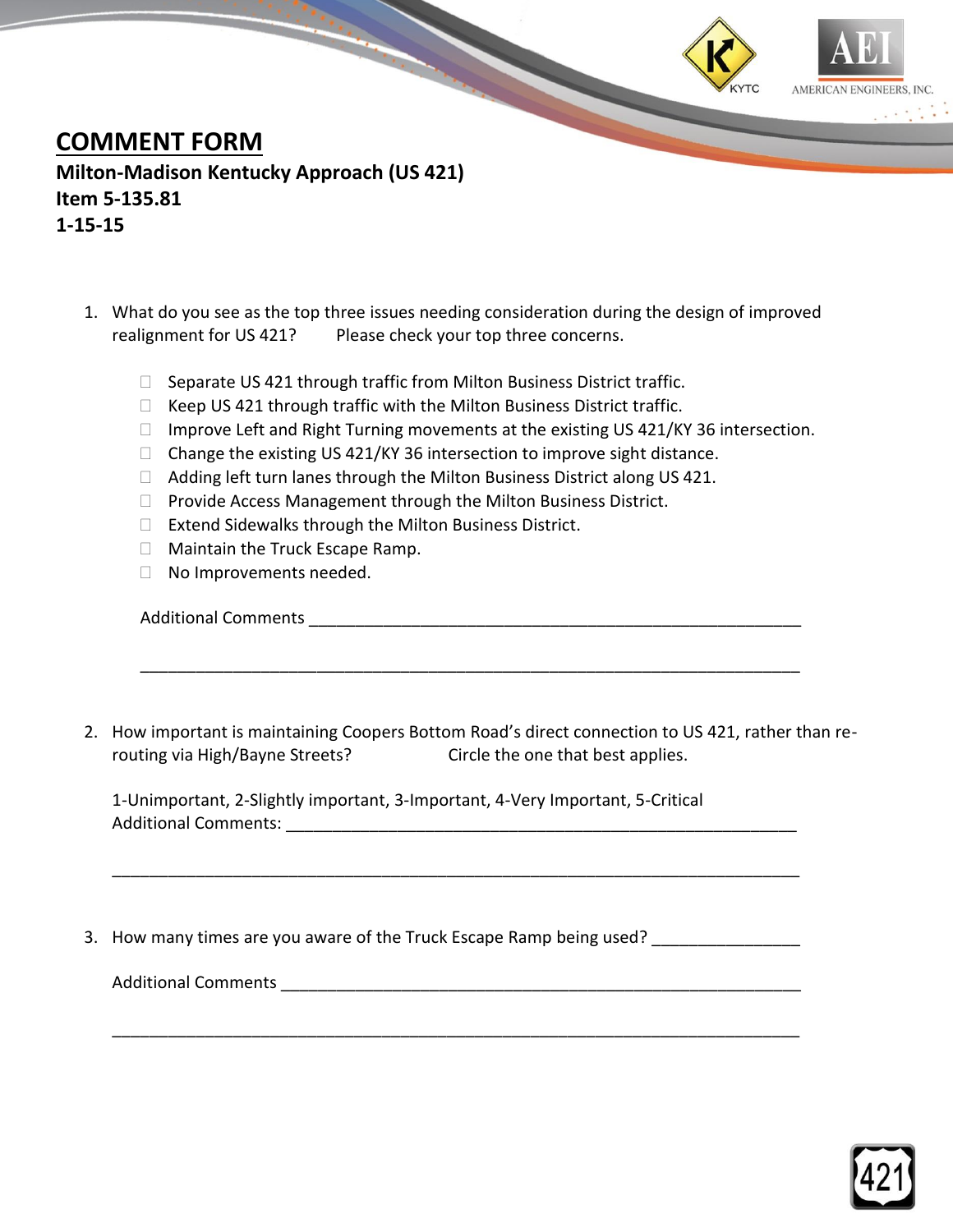# COMMENT FORM

**Milton-Madison Kentucky Approach (US 421)**
**Item 5-135.81**
**1-15-15**

1. What do you see as the top three issues needing consideration during the design of improved realignment for US 421? Please check your top three concerns.

   - ☐ Separate US 421 through traffic from Milton Business District traffic.
   - ☐ Keep US 421 through traffic with the Milton Business District traffic.
   - ☐ Improve Left and Right Turning movements at the existing US 421/KY 36 intersection.
   - ☐ Change the existing US 421/KY 36 intersection to improve sight distance.
   - ☐ Adding left turn lanes through the Milton Business District along US 421.
   - ☐ Provide Access Management through the Milton Business District.
   - ☐ Extend Sidewalks through the Milton Business District.
   - ☐ Maintain the Truck Escape Ramp.
   - ☐ No Improvements needed.

   Additional Comments ________________________________________________________

   ______________________________________________________________________

2. How important is maintaining Coopers Bottom Road's direct connection to US 421, rather than re-routing via High/Bayne Streets? Circle the one that best applies.

   1-Unimportant, 2-Slightly important, 3-Important, 4-Very Important, 5-Critical
   Additional Comments: ______________________________________________________

   ______________________________________________________________________

3. How many times are you aware of the Truck Escape Ramp being used? ______________

   Additional Comments ________________________________________________________

   ______________________________________________________________________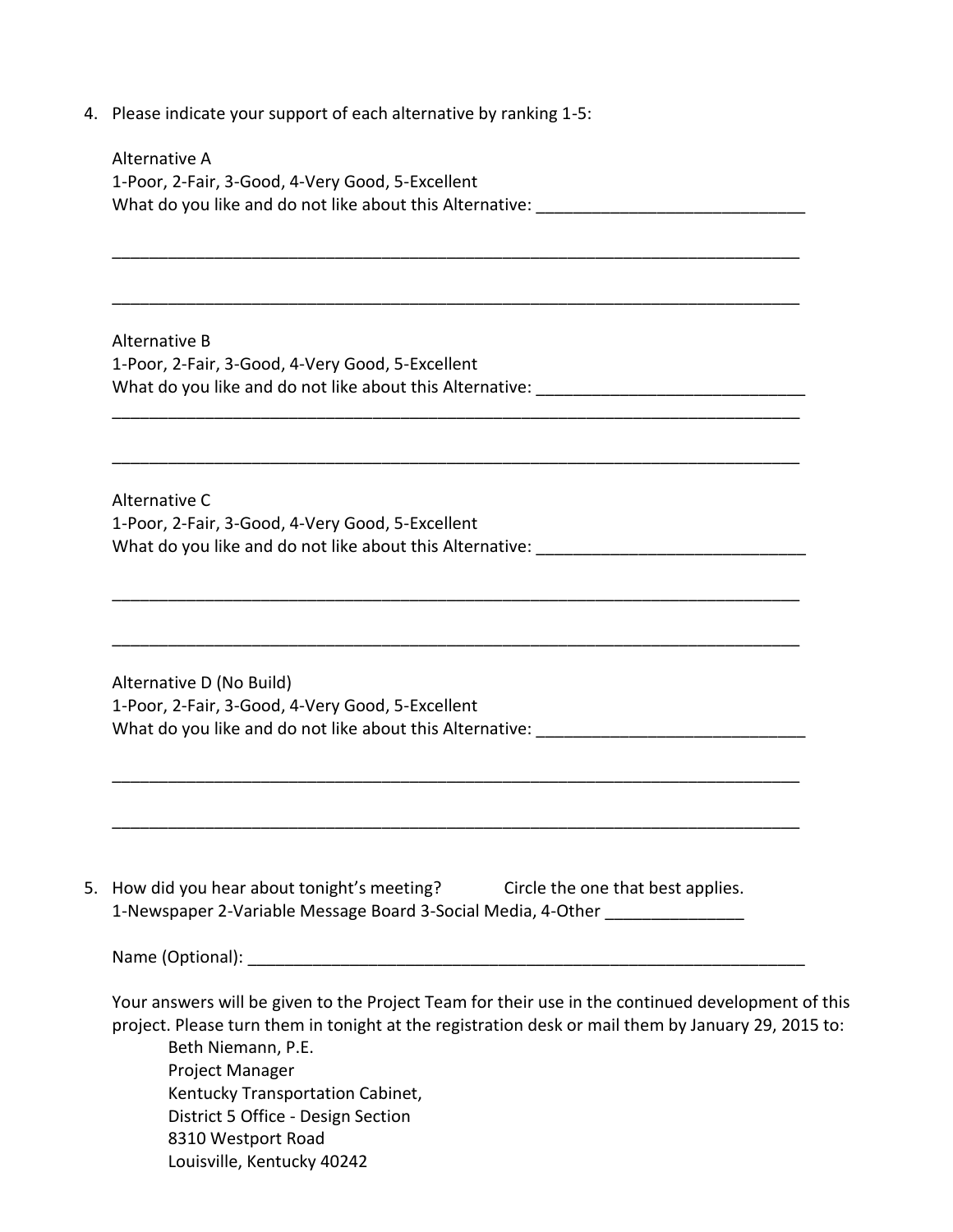4. Please indicate your support of each alternative by ranking 1-5:

   Alternative A
   1-Poor, 2-Fair, 3-Good, 4-Very Good, 5-Excellent
   What do you like and do not like about this Alternative: ______________________________

   ________________________________________________________________________________

   ________________________________________________________________________________

   Alternative B
   1-Poor, 2-Fair, 3-Good, 4-Very Good, 5-Excellent
   What do you like and do not like about this Alternative: ______________________________

   ________________________________________________________________________________

   ________________________________________________________________________________

   Alternative C
   1-Poor, 2-Fair, 3-Good, 4-Very Good, 5-Excellent
   What do you like and do not like about this Alternative: ______________________________

   ________________________________________________________________________________

   ________________________________________________________________________________

   Alternative D (No Build)
   1-Poor, 2-Fair, 3-Good, 4-Very Good, 5-Excellent
   What do you like and do not like about this Alternative: ______________________________

   ________________________________________________________________________________

   ________________________________________________________________________________

5. How did you hear about tonight's meeting? Circle the one that best applies.
   1-Newspaper 2-Variable Message Board 3-Social Media, 4-Other _______________

   Name (Optional): _______________________________________________________________

   Your answers will be given to the Project Team for their use in the continued development of this project. Please turn them in tonight at the registration desk or mail them by January 29, 2015 to:

   Beth Niemann, P.E.
   Project Manager
   Kentucky Transportation Cabinet,
   District 5 Office - Design Section
   8310 Westport Road
   Louisville, Kentucky 40242